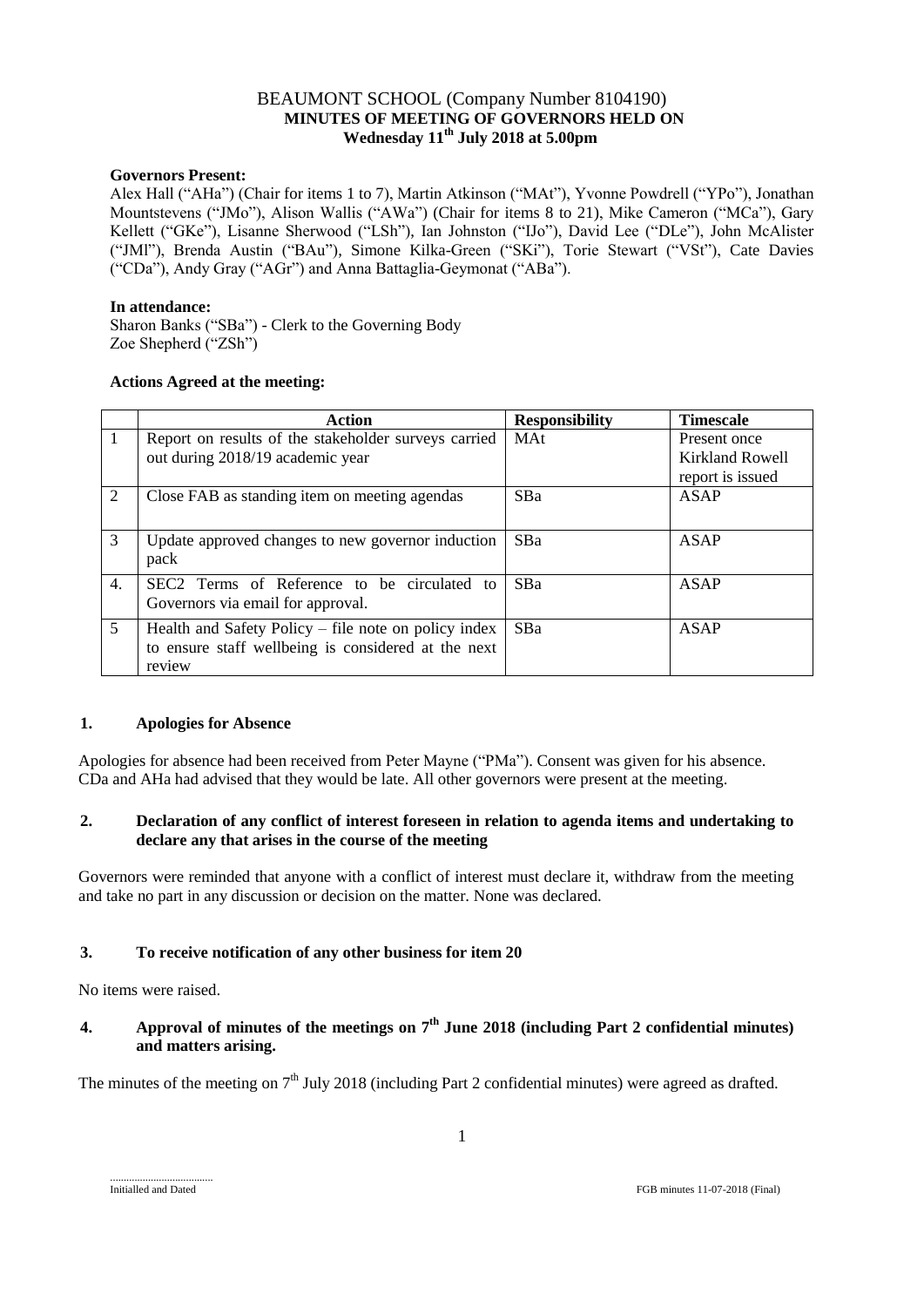# BEAUMONT SCHOOL (Company Number 8104190)
## MINUTES OF MEETING OF GOVERNORS HELD ON Wednesday 11th July 2018 at 5.00pm

**Governors Present:**

Alex Hall ("AHa") (Chair for items 1 to 7), Martin Atkinson ("MAt"), Yvonne Powdrell ("YPo"), Jonathan Mountstevens ("JMo"), Alison Wallis ("AWa") (Chair for items 8 to 21), Mike Cameron ("MCa"), Gary Kellett ("GKe"), Lisanne Sherwood ("LSh"), Ian Johnston ("IJo"), David Lee ("DLe"), John McAlister ("JMl"), Brenda Austin ("BAu"), Simone Kilka-Green ("SKi"), Torie Stewart ("VSt"), Cate Davies ("CDa"), Andy Gray ("AGr") and Anna Battaglia-Geymonat ("ABa").

**In attendance:**

Sharon Banks ("SBa") - Clerk to the Governing Body
Zoe Shepherd ("ZSh")

**Actions Agreed at the meeting:**

| | Action | Responsibility | Timescale |
|---|---|---|---|
| 1 | Report on results of the stakeholder surveys carried out during 2018/19 academic year | MAt | Present once Kirkland Rowell report is issued |
| 2 | Close FAB as standing item on meeting agendas | SBa | ASAP |
| 3 | Update approved changes to new governor induction pack | SBa | ASAP |
| 4. | SEC2 Terms of Reference to be circulated to Governors via email for approval. | SBa | ASAP |
| 5 | Health and Safety Policy – file note on policy index to ensure staff wellbeing is considered at the next review | SBa | ASAP |

### 1. Apologies for Absence

Apologies for absence had been received from Peter Mayne ("PMa"). Consent was given for his absence. CDa and AHa had advised that they would be late. All other governors were present at the meeting.

### 2. Declaration of any conflict of interest foreseen in relation to agenda items and undertaking to declare any that arises in the course of the meeting

Governors were reminded that anyone with a conflict of interest must declare it, withdraw from the meeting and take no part in any discussion or decision on the matter. None was declared.

### 3. To receive notification of any other business for item 20

No items were raised.

### 4. Approval of minutes of the meetings on 7th June 2018 (including Part 2 confidential minutes) and matters arising.

The minutes of the meeting on 7th July 2018 (including Part 2 confidential minutes) were agreed as drafted.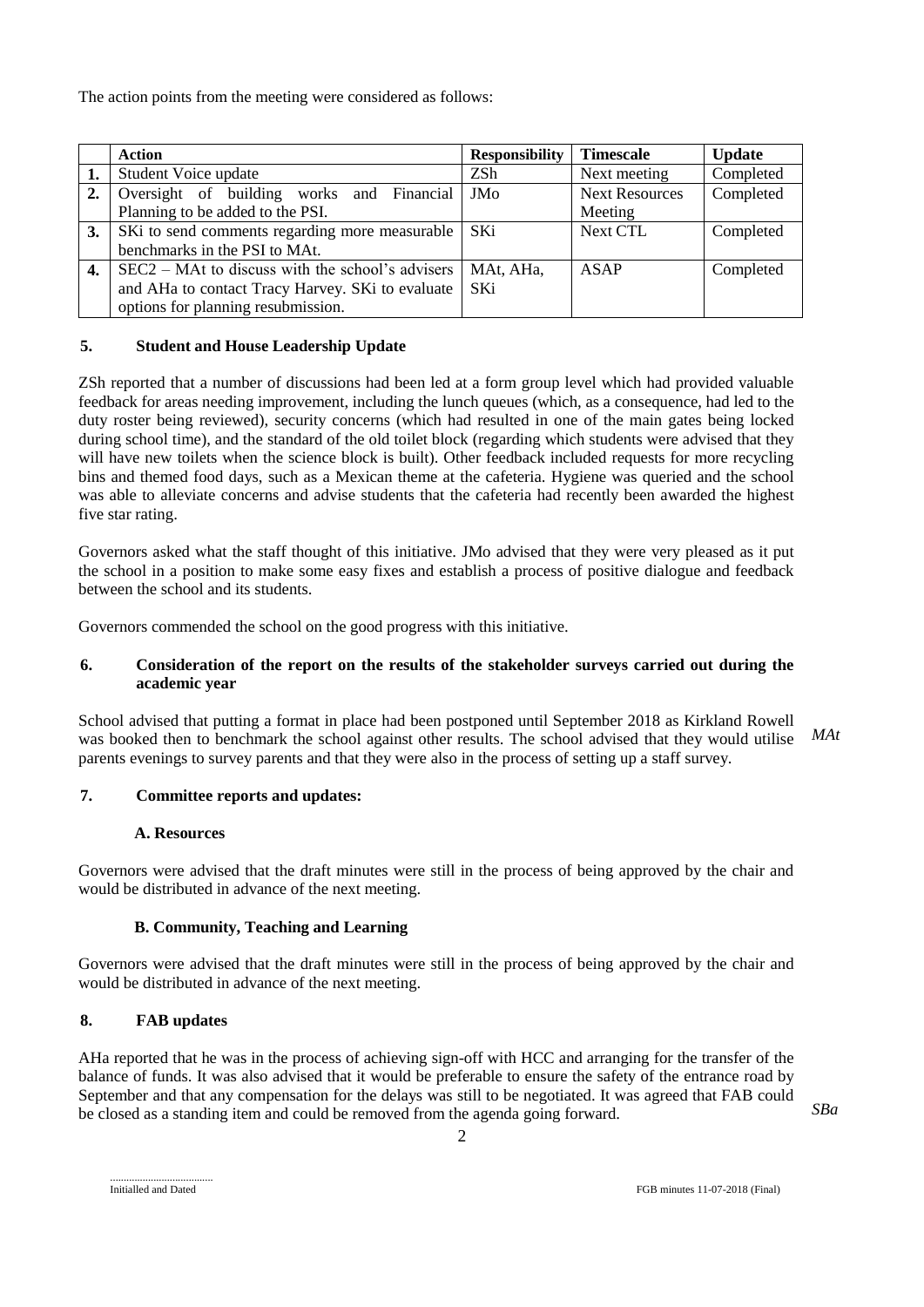The action points from the meeting were considered as follows:

| | Action | Responsibility | Timescale | Update |
|---|---|---|---|---|
| 1. | Student Voice update | ZSh | Next meeting | Completed |
| 2. | Oversight of building works and Financial Planning to be added to the PSI. | JMo | Next Resources Meeting | Completed |
| 3. | SKi to send comments regarding more measurable benchmarks in the PSI to MAt. | SKi | Next CTL | Completed |
| 4. | SEC2 – MAt to discuss with the school's advisers and AHa to contact Tracy Harvey. SKi to evaluate options for planning resubmission. | MAt, AHa, SKi | ASAP | Completed |

## 5. Student and House Leadership Update

ZSh reported that a number of discussions had been led at a form group level which had provided valuable feedback for areas needing improvement, including the lunch queues (which, as a consequence, had led to the duty roster being reviewed), security concerns (which had resulted in one of the main gates being locked during school time), and the standard of the old toilet block (regarding which students were advised that they will have new toilets when the science block is built). Other feedback included requests for more recycling bins and themed food days, such as a Mexican theme at the cafeteria. Hygiene was queried and the school was able to alleviate concerns and advise students that the cafeteria had recently been awarded the highest five star rating.

Governors asked what the staff thought of this initiative. JMo advised that they were very pleased as it put the school in a position to make some easy fixes and establish a process of positive dialogue and feedback between the school and its students.

Governors commended the school on the good progress with this initiative.

## 6. Consideration of the report on the results of the stakeholder surveys carried out during the academic year

School advised that putting a format in place had been postponed until September 2018 as Kirkland Rowell was booked then to benchmark the school against other results. The school advised that they would utilise parents evenings to survey parents and that they were also in the process of setting up a staff survey. *MAt*

## 7. Committee reports and updates:

### A. Resources

Governors were advised that the draft minutes were still in the process of being approved by the chair and would be distributed in advance of the next meeting.

### B. Community, Teaching and Learning

Governors were advised that the draft minutes were still in the process of being approved by the chair and would be distributed in advance of the next meeting.

## 8. FAB updates

AHa reported that he was in the process of achieving sign-off with HCC and arranging for the transfer of the balance of funds. It was also advised that it would be preferable to ensure the safety of the entrance road by September and that any compensation for the delays was still to be negotiated. It was agreed that FAB could be closed as a standing item and could be removed from the agenda going forward. *SBa*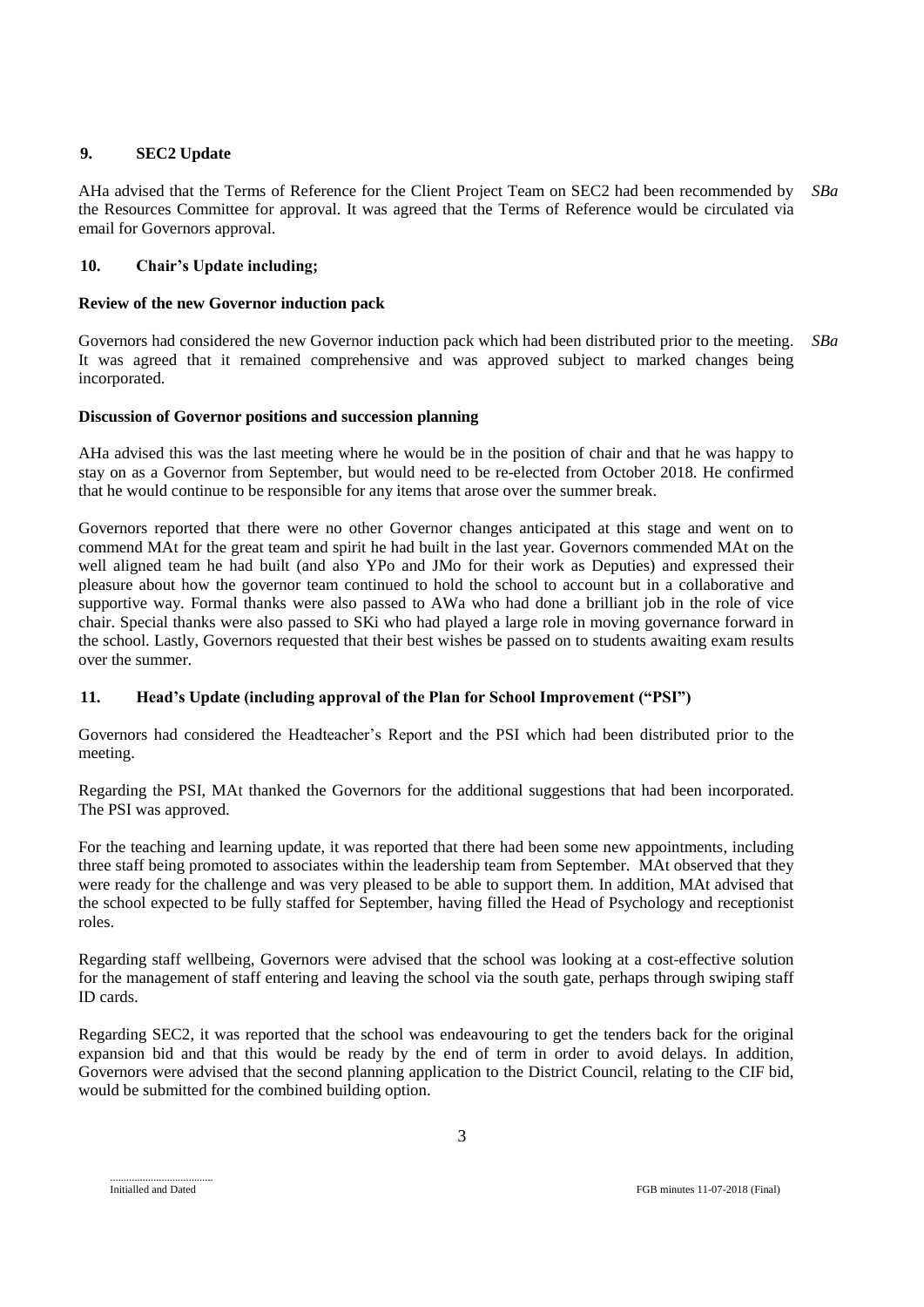## 9. SEC2 Update

AHa advised that the Terms of Reference for the Client Project Team on SEC2 had been recommended by the Resources Committee for approval. It was agreed that the Terms of Reference would be circulated via email for Governors approval. *SBa*

## 10. Chair's Update including;

### Review of the new Governor induction pack

Governors had considered the new Governor induction pack which had been distributed prior to the meeting. It was agreed that it remained comprehensive and was approved subject to marked changes being incorporated. *SBa*

### Discussion of Governor positions and succession planning

AHa advised this was the last meeting where he would be in the position of chair and that he was happy to stay on as a Governor from September, but would need to be re-elected from October 2018. He confirmed that he would continue to be responsible for any items that arose over the summer break.

Governors reported that there were no other Governor changes anticipated at this stage and went on to commend MAt for the great team and spirit he had built in the last year. Governors commended MAt on the well aligned team he had built (and also YPo and JMo for their work as Deputies) and expressed their pleasure about how the governor team continued to hold the school to account but in a collaborative and supportive way. Formal thanks were also passed to AWa who had done a brilliant job in the role of vice chair. Special thanks were also passed to SKi who had played a large role in moving governance forward in the school. Lastly, Governors requested that their best wishes be passed on to students awaiting exam results over the summer.

## 11. Head's Update (including approval of the Plan for School Improvement ("PSI")

Governors had considered the Headteacher's Report and the PSI which had been distributed prior to the meeting.

Regarding the PSI, MAt thanked the Governors for the additional suggestions that had been incorporated. The PSI was approved.

For the teaching and learning update, it was reported that there had been some new appointments, including three staff being promoted to associates within the leadership team from September. MAt observed that they were ready for the challenge and was very pleased to be able to support them. In addition, MAt advised that the school expected to be fully staffed for September, having filled the Head of Psychology and receptionist roles.

Regarding staff wellbeing, Governors were advised that the school was looking at a cost-effective solution for the management of staff entering and leaving the school via the south gate, perhaps through swiping staff ID cards.

Regarding SEC2, it was reported that the school was endeavouring to get the tenders back for the original expansion bid and that this would be ready by the end of term in order to avoid delays. In addition, Governors were advised that the second planning application to the District Council, relating to the CIF bid, would be submitted for the combined building option.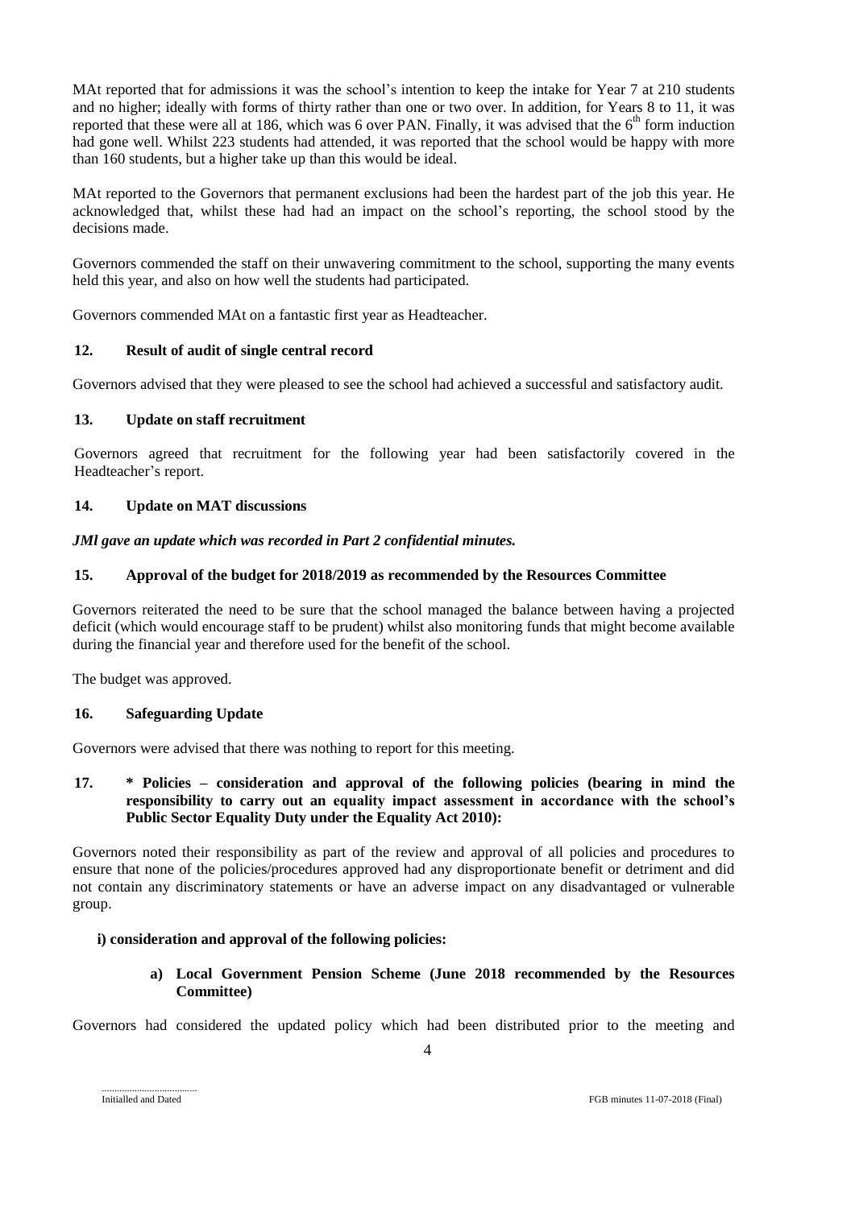MAt reported that for admissions it was the school's intention to keep the intake for Year 7 at 210 students and no higher; ideally with forms of thirty rather than one or two over. In addition, for Years 8 to 11, it was reported that these were all at 186, which was 6 over PAN. Finally, it was advised that the 6th form induction had gone well. Whilst 223 students had attended, it was reported that the school would be happy with more than 160 students, but a higher take up than this would be ideal.

MAt reported to the Governors that permanent exclusions had been the hardest part of the job this year. He acknowledged that, whilst these had had an impact on the school's reporting, the school stood by the decisions made.

Governors commended the staff on their unwavering commitment to the school, supporting the many events held this year, and also on how well the students had participated.

Governors commended MAt on a fantastic first year as Headteacher.

### 12. Result of audit of single central record

Governors advised that they were pleased to see the school had achieved a successful and satisfactory audit.

### 13. Update on staff recruitment

Governors agreed that recruitment for the following year had been satisfactorily covered in the Headteacher's report.

### 14. Update on MAT discussions

***JMl gave an update which was recorded in Part 2 confidential minutes.***

### 15. Approval of the budget for 2018/2019 as recommended by the Resources Committee

Governors reiterated the need to be sure that the school managed the balance between having a projected deficit (which would encourage staff to be prudent) whilst also monitoring funds that might become available during the financial year and therefore used for the benefit of the school.

The budget was approved.

### 16. Safeguarding Update

Governors were advised that there was nothing to report for this meeting.

### 17. * Policies – consideration and approval of the following policies (bearing in mind the responsibility to carry out an equality impact assessment in accordance with the school's Public Sector Equality Duty under the Equality Act 2010):

Governors noted their responsibility as part of the review and approval of all policies and procedures to ensure that none of the policies/procedures approved had any disproportionate benefit or detriment and did not contain any discriminatory statements or have an adverse impact on any disadvantaged or vulnerable group.

**i) consideration and approval of the following policies:**

**a) Local Government Pension Scheme (June 2018 recommended by the Resources Committee)**

Governors had considered the updated policy which had been distributed prior to the meeting and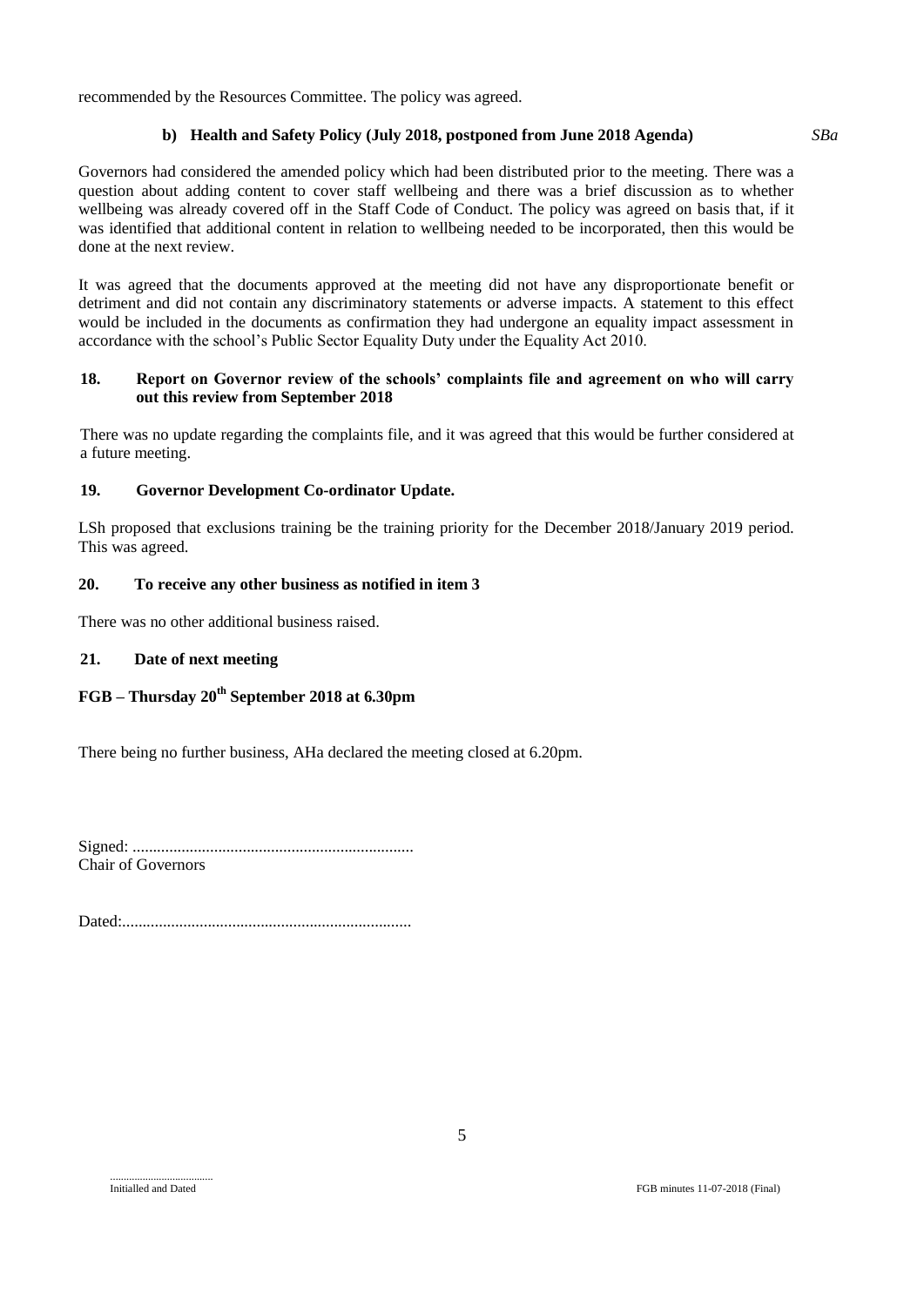recommended by the Resources Committee. The policy was agreed.

**b) Health and Safety Policy (July 2018, postponed from June 2018 Agenda)** *SBa*

Governors had considered the amended policy which had been distributed prior to the meeting. There was a question about adding content to cover staff wellbeing and there was a brief discussion as to whether wellbeing was already covered off in the Staff Code of Conduct. The policy was agreed on basis that, if it was identified that additional content in relation to wellbeing needed to be incorporated, then this would be done at the next review.

It was agreed that the documents approved at the meeting did not have any disproportionate benefit or detriment and did not contain any discriminatory statements or adverse impacts. A statement to this effect would be included in the documents as confirmation they had undergone an equality impact assessment in accordance with the school's Public Sector Equality Duty under the Equality Act 2010.

### 18. Report on Governor review of the schools' complaints file and agreement on who will carry out this review from September 2018

There was no update regarding the complaints file, and it was agreed that this would be further considered at a future meeting.

### 19. Governor Development Co-ordinator Update.

LSh proposed that exclusions training be the training priority for the December 2018/January 2019 period. This was agreed.

### 20. To receive any other business as notified in item 3

There was no other additional business raised.

### 21. Date of next meeting

**FGB – Thursday 20th September 2018 at 6.30pm**

There being no further business, AHa declared the meeting closed at 6.20pm.

Signed: .....................................................................
Chair of Governors

Dated:.......................................................................

.....................................
Initialled and Dated

FGB minutes 11-07-2018 (Final)